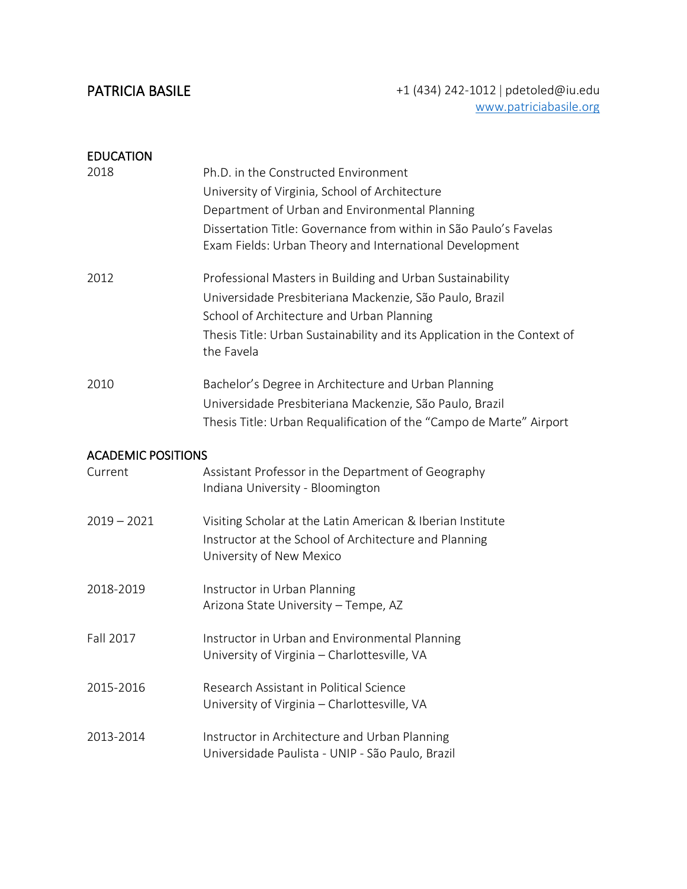# PATRICIA BASILE

+1 (434) 242-1012 | pdetoled@iu.edu
[www.patriciabasile.org](http://www.patriciabasile.org)

## EDUCATION

**2018**
Ph.D. in the Constructed Environment
University of Virginia, School of Architecture
Department of Urban and Environmental Planning
Dissertation Title: Governance from within in São Paulo's Favelas
Exam Fields: Urban Theory and International Development

**2012**
Professional Masters in Building and Urban Sustainability
Universidade Presbiteriana Mackenzie, São Paulo, Brazil
School of Architecture and Urban Planning
Thesis Title: Urban Sustainability and its Application in the Context of the Favela

**2010**
Bachelor's Degree in Architecture and Urban Planning
Universidade Presbiteriana Mackenzie, São Paulo, Brazil
Thesis Title: Urban Requalification of the "Campo de Marte" Airport

## ACADEMIC POSITIONS

**Current**
Assistant Professor in the Department of Geography
Indiana University - Bloomington

**2019 – 2021**
Visiting Scholar at the Latin American & Iberian Institute
Instructor at the School of Architecture and Planning
University of New Mexico

**2018-2019**
Instructor in Urban Planning
Arizona State University – Tempe, AZ

**Fall 2017**
Instructor in Urban and Environmental Planning
University of Virginia – Charlottesville, VA

**2015-2016**
Research Assistant in Political Science
University of Virginia – Charlottesville, VA

**2013-2014**
Instructor in Architecture and Urban Planning
Universidade Paulista - UNIP - São Paulo, Brazil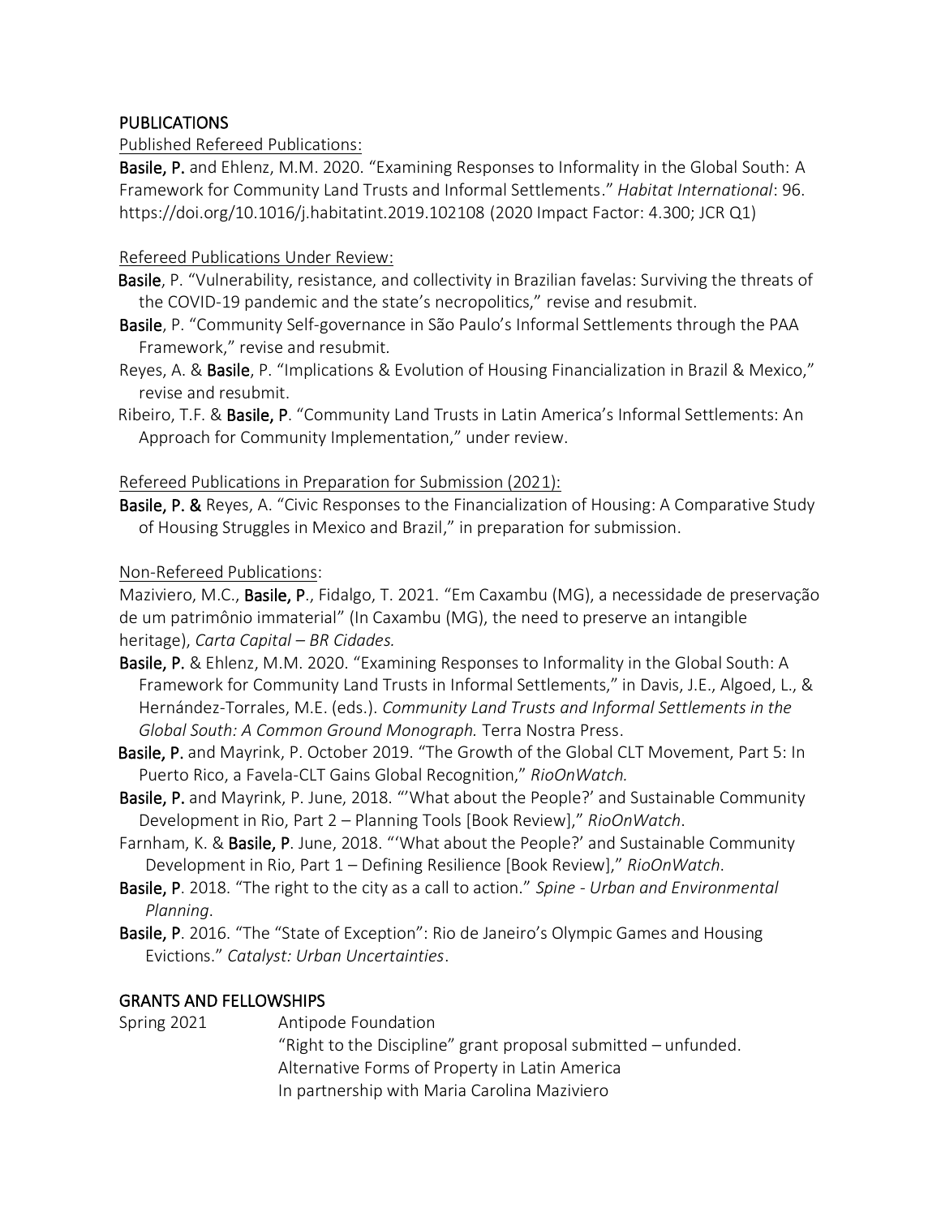## PUBLICATIONS

Published Refereed Publications:

**Basile, P.** and Ehlenz, M.M. 2020. "Examining Responses to Informality in the Global South: A Framework for Community Land Trusts and Informal Settlements." *Habitat International*: 96. https://doi.org/10.1016/j.habitatint.2019.102108 (2020 Impact Factor: 4.300; JCR Q1)

Refereed Publications Under Review:

**Basile**, P. "Vulnerability, resistance, and collectivity in Brazilian favelas: Surviving the threats of the COVID-19 pandemic and the state's necropolitics," revise and resubmit.

**Basile**, P. "Community Self-governance in São Paulo's Informal Settlements through the PAA Framework," revise and resubmit.

Reyes, A. & **Basile**, P. "Implications & Evolution of Housing Financialization in Brazil & Mexico," revise and resubmit.

Ribeiro, T.F. & **Basile, P**. "Community Land Trusts in Latin America's Informal Settlements: An Approach for Community Implementation," under review.

Refereed Publications in Preparation for Submission (2021):

**Basile, P. &** Reyes, A. "Civic Responses to the Financialization of Housing: A Comparative Study of Housing Struggles in Mexico and Brazil," in preparation for submission.

Non-Refereed Publications:

Maziviero, M.C., **Basile, P**., Fidalgo, T. 2021. "Em Caxambu (MG), a necessidade de preservação de um patrimônio imaterial" (In Caxambu (MG), the need to preserve an intangible heritage), *Carta Capital – BR Cidades.*

**Basile, P.** & Ehlenz, M.M. 2020. "Examining Responses to Informality in the Global South: A Framework for Community Land Trusts in Informal Settlements," in Davis, J.E., Algoed, L., & Hernández-Torrales, M.E. (eds.). *Community Land Trusts and Informal Settlements in the Global South: A Common Ground Monograph.* Terra Nostra Press.

**Basile, P.** and Mayrink, P. October 2019. "The Growth of the Global CLT Movement, Part 5: In Puerto Rico, a Favela-CLT Gains Global Recognition," *RioOnWatch.*

**Basile, P.** and Mayrink, P. June, 2018. "'What about the People?' and Sustainable Community Development in Rio, Part 2 – Planning Tools [Book Review]," *RioOnWatch*.

Farnham, K. & **Basile, P**. June, 2018. "'What about the People?' and Sustainable Community Development in Rio, Part 1 – Defining Resilience [Book Review]," *RioOnWatch*.

**Basile, P**. 2018. "The right to the city as a call to action." *Spine - Urban and Environmental Planning*.

**Basile, P**. 2016. "The "State of Exception": Rio de Janeiro's Olympic Games and Housing Evictions." *Catalyst: Urban Uncertainties*.

## GRANTS AND FELLOWSHIPS

Spring 2021 — Antipode Foundation
"Right to the Discipline" grant proposal submitted – unfunded.
Alternative Forms of Property in Latin America
In partnership with Maria Carolina Maziviero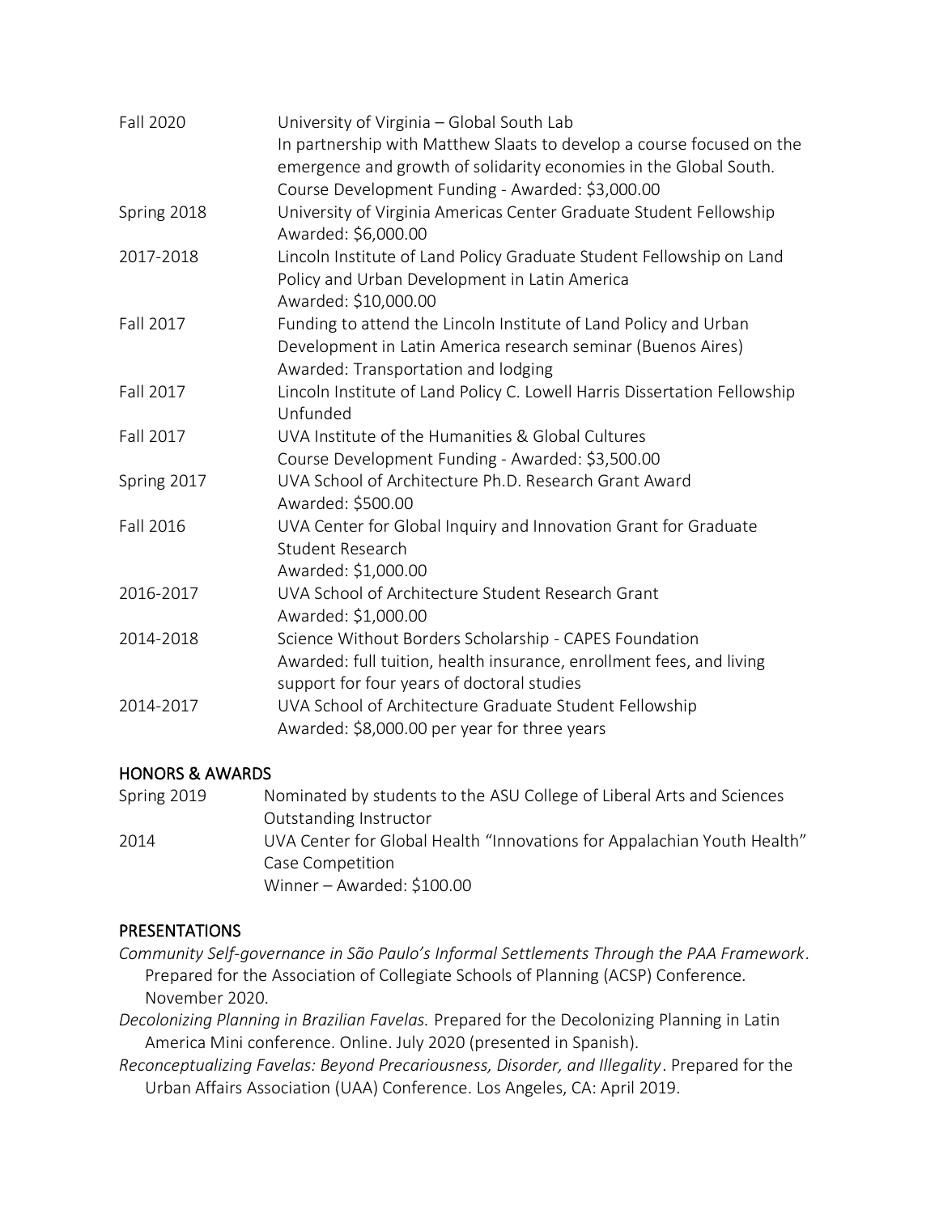| | |
|---|---|
| Fall 2020 | University of Virginia – Global South Lab<br>In partnership with Matthew Slaats to develop a course focused on the emergence and growth of solidarity economies in the Global South.<br>Course Development Funding - Awarded: $3,000.00 |
| Spring 2018 | University of Virginia Americas Center Graduate Student Fellowship<br>Awarded: $6,000.00 |
| 2017-2018 | Lincoln Institute of Land Policy Graduate Student Fellowship on Land Policy and Urban Development in Latin America<br>Awarded: $10,000.00 |
| Fall 2017 | Funding to attend the Lincoln Institute of Land Policy and Urban Development in Latin America research seminar (Buenos Aires)<br>Awarded: Transportation and lodging |
| Fall 2017 | Lincoln Institute of Land Policy C. Lowell Harris Dissertation Fellowship<br>Unfunded |
| Fall 2017 | UVA Institute of the Humanities & Global Cultures<br>Course Development Funding - Awarded: $3,500.00 |
| Spring 2017 | UVA School of Architecture Ph.D. Research Grant Award<br>Awarded: $500.00 |
| Fall 2016 | UVA Center for Global Inquiry and Innovation Grant for Graduate Student Research<br>Awarded: $1,000.00 |
| 2016-2017 | UVA School of Architecture Student Research Grant<br>Awarded: $1,000.00 |
| 2014-2018 | Science Without Borders Scholarship - CAPES Foundation<br>Awarded: full tuition, health insurance, enrollment fees, and living support for four years of doctoral studies |
| 2014-2017 | UVA School of Architecture Graduate Student Fellowship<br>Awarded: $8,000.00 per year for three years |

## HONORS & AWARDS

| | |
|---|---|
| Spring 2019 | Nominated by students to the ASU College of Liberal Arts and Sciences Outstanding Instructor |
| 2014 | UVA Center for Global Health "Innovations for Appalachian Youth Health" Case Competition<br>Winner – Awarded: $100.00 |

## PRESENTATIONS

*Community Self-governance in São Paulo's Informal Settlements Through the PAA Framework*. Prepared for the Association of Collegiate Schools of Planning (ACSP) Conference. November 2020.

*Decolonizing Planning in Brazilian Favelas.* Prepared for the Decolonizing Planning in Latin America Mini conference. Online. July 2020 (presented in Spanish).

*Reconceptualizing Favelas: Beyond Precariousness, Disorder, and Illegality*. Prepared for the Urban Affairs Association (UAA) Conference. Los Angeles, CA: April 2019.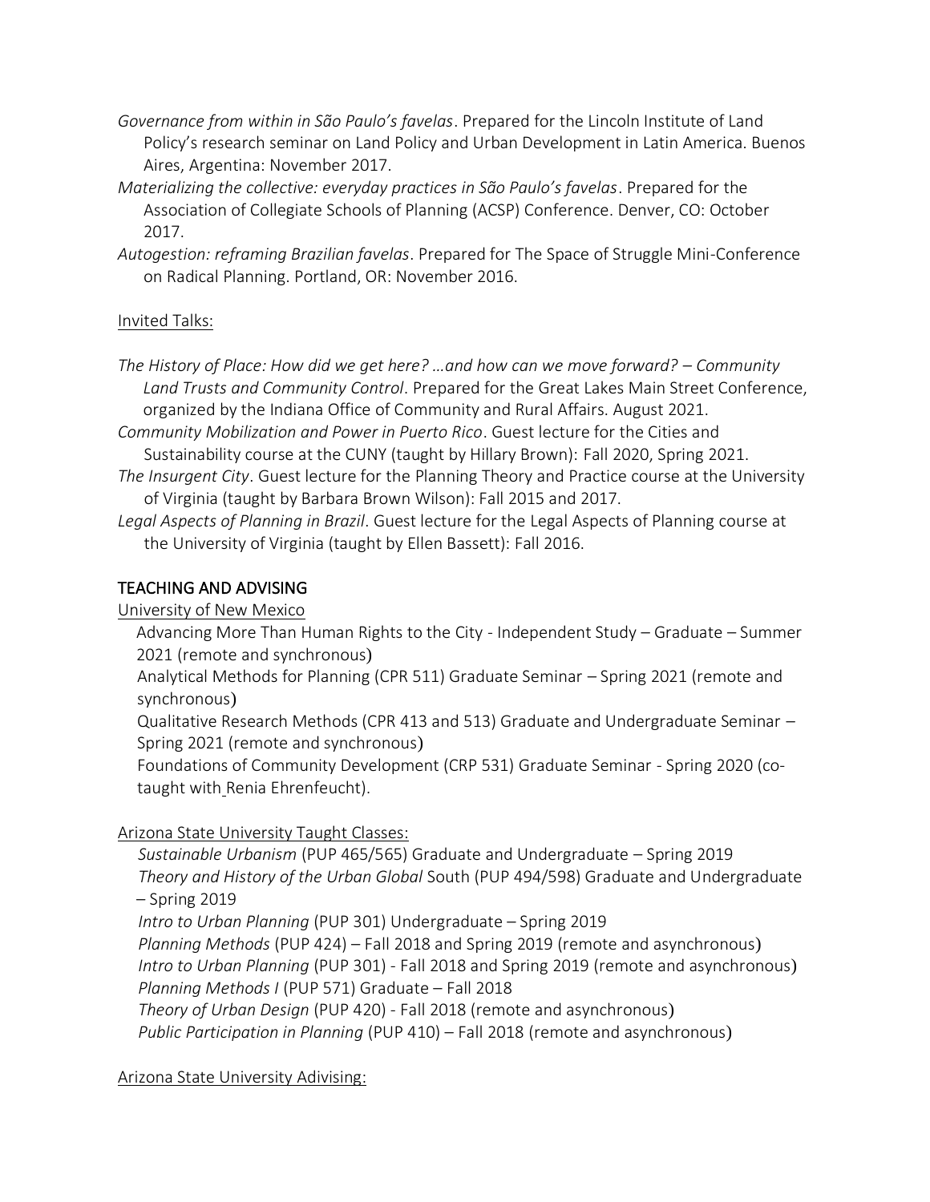*Governance from within in São Paulo's favelas*. Prepared for the Lincoln Institute of Land Policy's research seminar on Land Policy and Urban Development in Latin America. Buenos Aires, Argentina: November 2017.

*Materializing the collective: everyday practices in São Paulo's favelas*. Prepared for the Association of Collegiate Schools of Planning (ACSP) Conference. Denver, CO: October 2017.

*Autogestion: reframing Brazilian favelas*. Prepared for The Space of Struggle Mini-Conference on Radical Planning. Portland, OR: November 2016.

Invited Talks:

*The History of Place: How did we get here? …and how can we move forward? – Community Land Trusts and Community Control*. Prepared for the Great Lakes Main Street Conference, organized by the Indiana Office of Community and Rural Affairs. August 2021.

*Community Mobilization and Power in Puerto Rico*. Guest lecture for the Cities and Sustainability course at the CUNY (taught by Hillary Brown): Fall 2020, Spring 2021.

*The Insurgent City*. Guest lecture for the Planning Theory and Practice course at the University of Virginia (taught by Barbara Brown Wilson): Fall 2015 and 2017.

*Legal Aspects of Planning in Brazil*. Guest lecture for the Legal Aspects of Planning course at the University of Virginia (taught by Ellen Bassett): Fall 2016.

## TEACHING AND ADVISING

University of New Mexico

Advancing More Than Human Rights to the City - Independent Study – Graduate – Summer 2021 (remote and synchronous)

Analytical Methods for Planning (CPR 511) Graduate Seminar – Spring 2021 (remote and synchronous)

Qualitative Research Methods (CPR 413 and 513) Graduate and Undergraduate Seminar – Spring 2021 (remote and synchronous)

Foundations of Community Development (CRP 531) Graduate Seminar - Spring 2020 (co-taught with Renia Ehrenfeucht).

Arizona State University Taught Classes:

*Sustainable Urbanism* (PUP 465/565) Graduate and Undergraduate – Spring 2019

*Theory and History of the Urban Global* South (PUP 494/598) Graduate and Undergraduate – Spring 2019

*Intro to Urban Planning* (PUP 301) Undergraduate – Spring 2019

*Planning Methods* (PUP 424) – Fall 2018 and Spring 2019 (remote and asynchronous)

*Intro to Urban Planning* (PUP 301) - Fall 2018 and Spring 2019 (remote and asynchronous)

*Planning Methods I* (PUP 571) Graduate – Fall 2018

*Theory of Urban Design* (PUP 420) - Fall 2018 (remote and asynchronous)

*Public Participation in Planning* (PUP 410) – Fall 2018 (remote and asynchronous)

Arizona State University Adivising: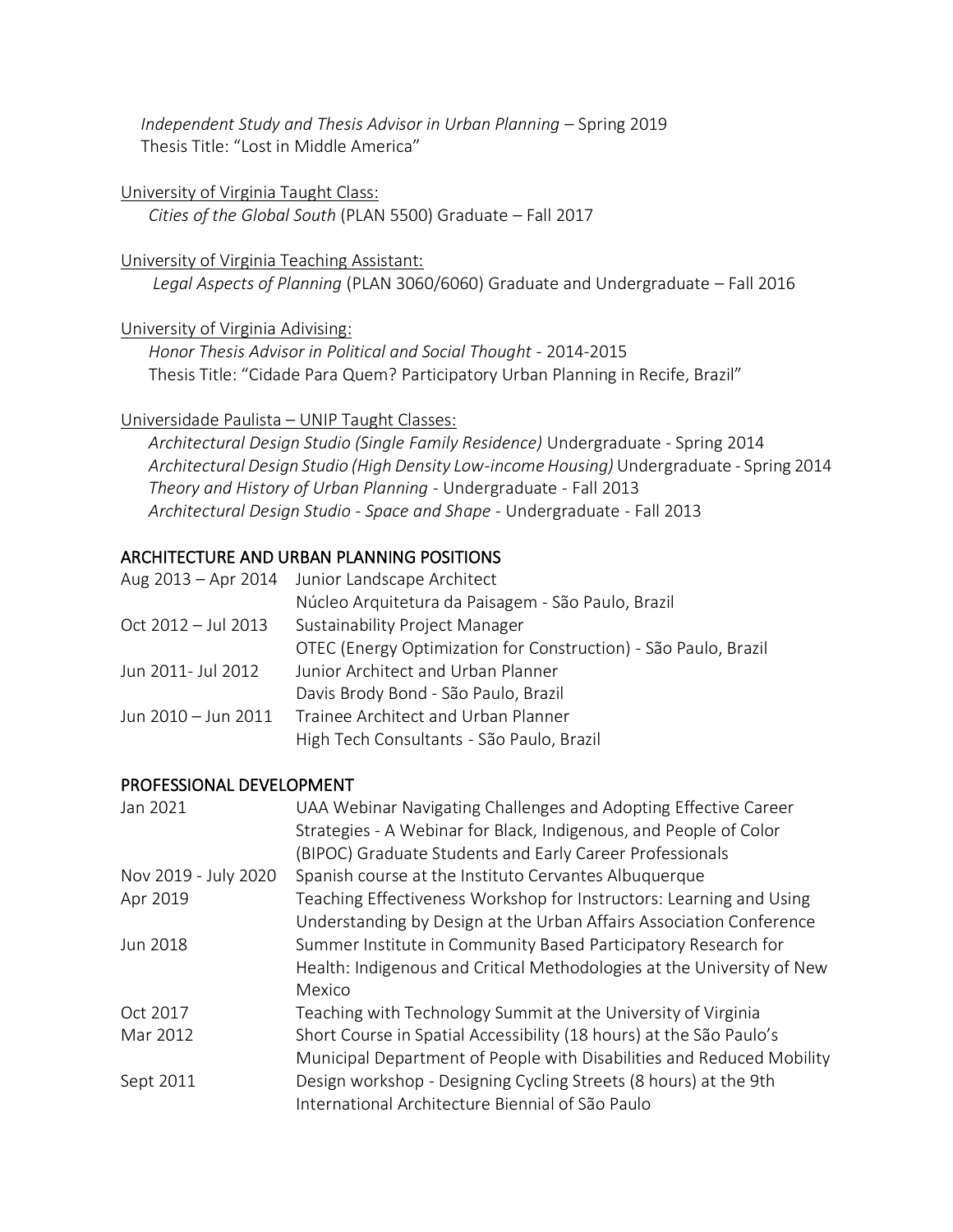*Independent Study and Thesis Advisor in Urban Planning* – Spring 2019
Thesis Title: "Lost in Middle America"

University of Virginia Taught Class:
*Cities of the Global South* (PLAN 5500) Graduate – Fall 2017

University of Virginia Teaching Assistant:
*Legal Aspects of Planning* (PLAN 3060/6060) Graduate and Undergraduate – Fall 2016

University of Virginia Adivising:
*Honor Thesis Advisor in Political and Social Thought* - 2014-2015
Thesis Title: "Cidade Para Quem? Participatory Urban Planning in Recife, Brazil"

Universidade Paulista – UNIP Taught Classes:
*Architectural Design Studio (Single Family Residence)* Undergraduate - Spring 2014
*Architectural Design Studio (High Density Low-income Housing)* Undergraduate - Spring 2014
*Theory and History of Urban Planning* - Undergraduate - Fall 2013
*Architectural Design Studio - Space and Shape* - Undergraduate - Fall 2013

## ARCHITECTURE AND URBAN PLANNING POSITIONS

| | |
|---|---|
| Aug 2013 – Apr 2014 | Junior Landscape Architect<br>Núcleo Arquitetura da Paisagem - São Paulo, Brazil |
| Oct 2012 – Jul 2013 | Sustainability Project Manager<br>OTEC (Energy Optimization for Construction) - São Paulo, Brazil |
| Jun 2011- Jul 2012 | Junior Architect and Urban Planner<br>Davis Brody Bond - São Paulo, Brazil |
| Jun 2010 – Jun 2011 | Trainee Architect and Urban Planner<br>High Tech Consultants - São Paulo, Brazil |

## PROFESSIONAL DEVELOPMENT

| | |
|---|---|
| Jan 2021 | UAA Webinar Navigating Challenges and Adopting Effective Career Strategies - A Webinar for Black, Indigenous, and People of Color (BIPOC) Graduate Students and Early Career Professionals |
| Nov 2019 - July 2020 | Spanish course at the Instituto Cervantes Albuquerque |
| Apr 2019 | Teaching Effectiveness Workshop for Instructors: Learning and Using Understanding by Design at the Urban Affairs Association Conference |
| Jun 2018 | Summer Institute in Community Based Participatory Research for Health: Indigenous and Critical Methodologies at the University of New Mexico |
| Oct 2017 | Teaching with Technology Summit at the University of Virginia |
| Mar 2012 | Short Course in Spatial Accessibility (18 hours) at the São Paulo's Municipal Department of People with Disabilities and Reduced Mobility |
| Sept 2011 | Design workshop - Designing Cycling Streets (8 hours) at the 9th International Architecture Biennial of São Paulo |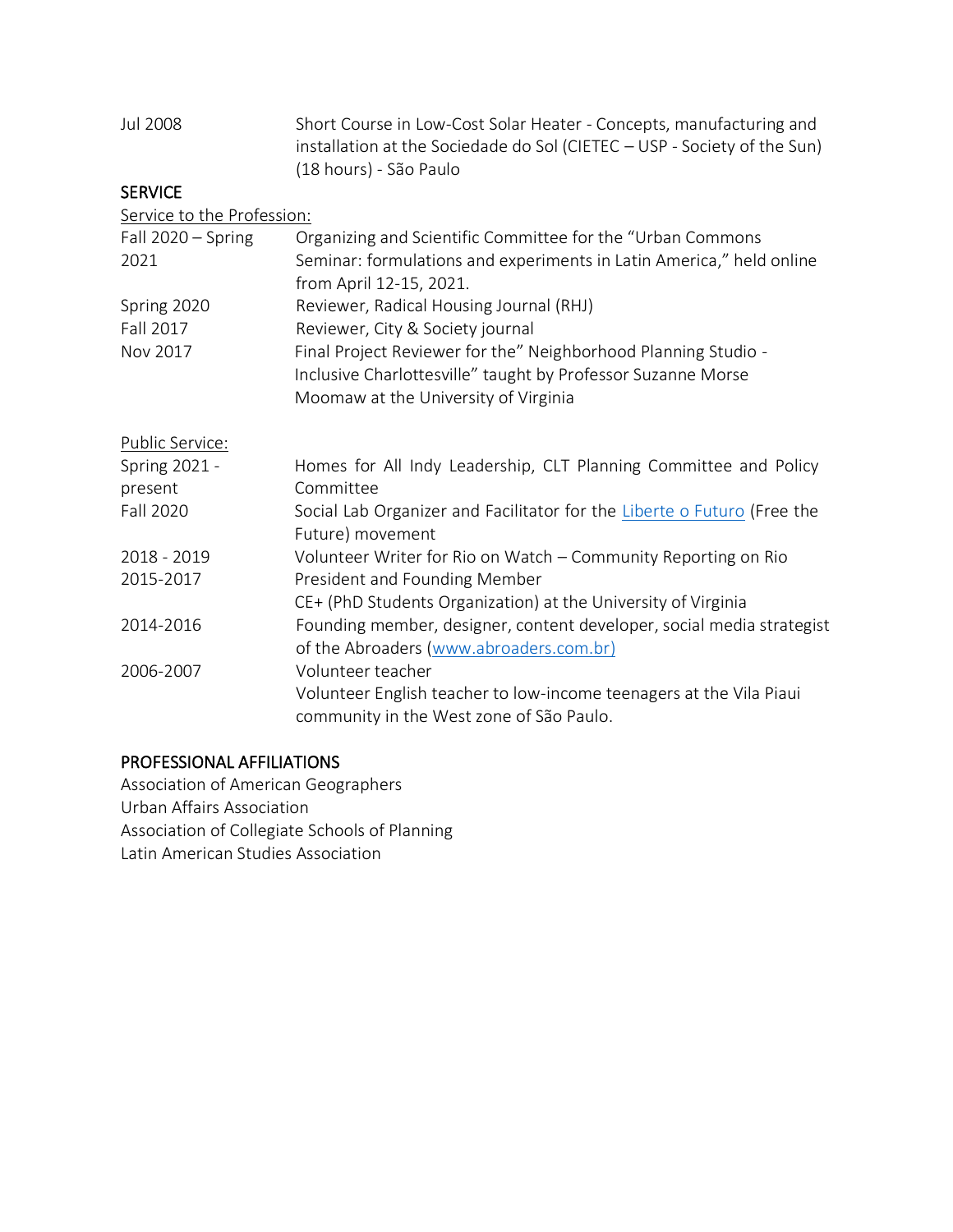| | |
|---|---|
| Jul 2008 | Short Course in Low-Cost Solar Heater - Concepts, manufacturing and installation at the Sociedade do Sol (CIETEC – USP - Society of the Sun) (18 hours) - São Paulo |

## SERVICE

Service to the Profession:

| | |
|---|---|
| Fall 2020 – Spring 2021 | Organizing and Scientific Committee for the "Urban Commons Seminar: formulations and experiments in Latin America," held online from April 12-15, 2021. |
| Spring 2020 | Reviewer, Radical Housing Journal (RHJ) |
| Fall 2017 | Reviewer, City & Society journal |
| Nov 2017 | Final Project Reviewer for the" Neighborhood Planning Studio - Inclusive Charlottesville" taught by Professor Suzanne Morse Moomaw at the University of Virginia |

Public Service:

| | |
|---|---|
| Spring 2021 - present | Homes for All Indy Leadership, CLT Planning Committee and Policy Committee |
| Fall 2020 | Social Lab Organizer and Facilitator for the Liberte o Futuro (Free the Future) movement |
| 2018 - 2019 | Volunteer Writer for Rio on Watch – Community Reporting on Rio |
| 2015-2017 | President and Founding Member<br>CE+ (PhD Students Organization) at the University of Virginia |
| 2014-2016 | Founding member, designer, content developer, social media strategist of the Abroaders (www.abroaders.com.br) |
| 2006-2007 | Volunteer teacher<br>Volunteer English teacher to low-income teenagers at the Vila Piaui community in the West zone of São Paulo. |

## PROFESSIONAL AFFILIATIONS

Association of American Geographers
Urban Affairs Association
Association of Collegiate Schools of Planning
Latin American Studies Association